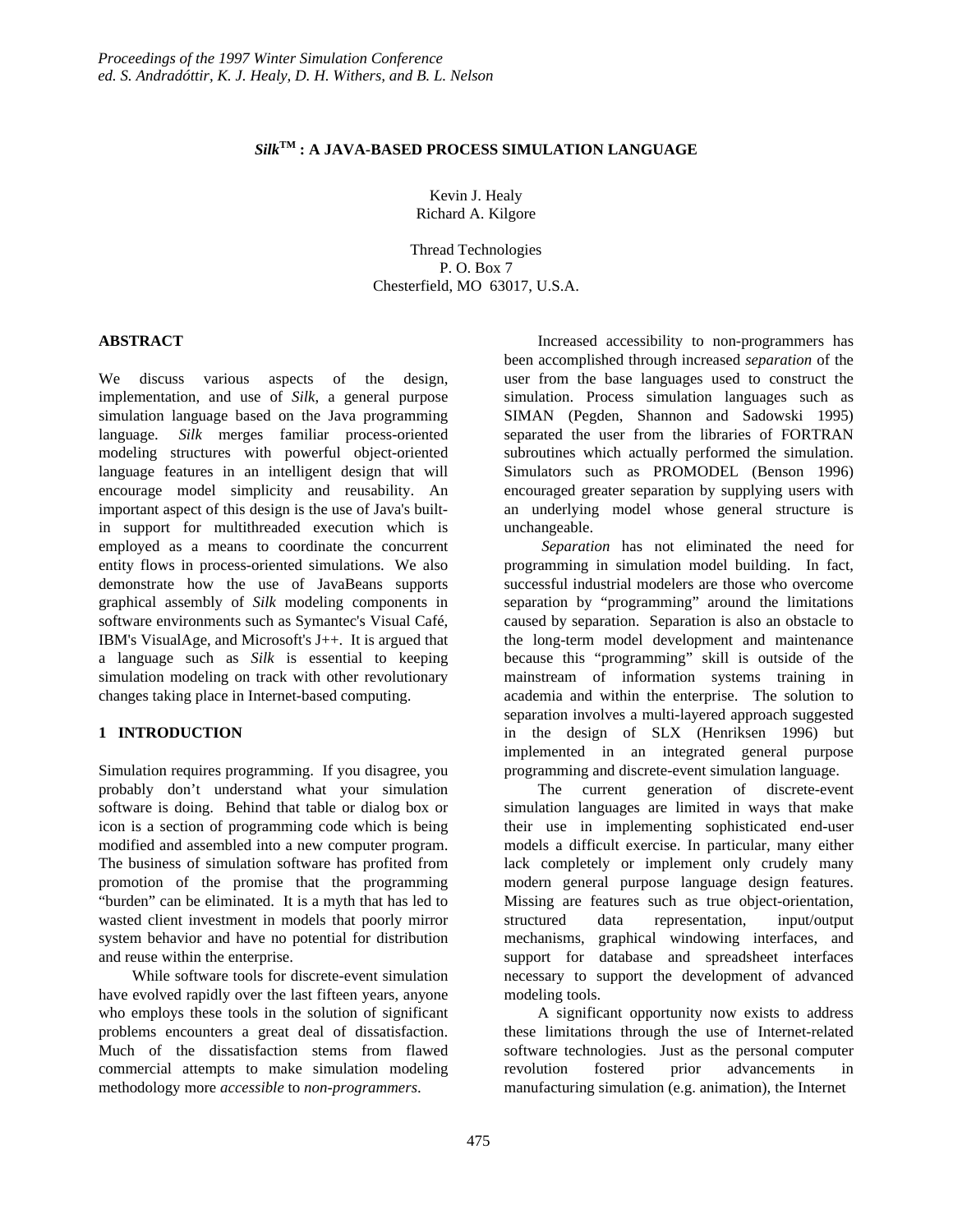*Proceedings of the 1997 Winter Simulation Conference*
*ed. S. Andradóttir, K. J. Healy, D. H. Withers, and B. L. Nelson*

# *Silk*™ : A JAVA-BASED PROCESS SIMULATION LANGUAGE

Kevin J. Healy
Richard A. Kilgore

Thread Technologies
P. O. Box 7
Chesterfield, MO 63017, U.S.A.

## ABSTRACT

We discuss various aspects of the design, implementation, and use of *Silk*, a general purpose simulation language based on the Java programming language. *Silk* merges familiar process-oriented modeling structures with powerful object-oriented language features in an intelligent design that will encourage model simplicity and reusability. An important aspect of this design is the use of Java's built-in support for multithreaded execution which is employed as a means to coordinate the concurrent entity flows in process-oriented simulations. We also demonstrate how the use of JavaBeans supports graphical assembly of *Silk* modeling components in software environments such as Symantec's Visual Café, IBM's VisualAge, and Microsoft's J++. It is argued that a language such as *Silk* is essential to keeping simulation modeling on track with other revolutionary changes taking place in Internet-based computing.

## 1 INTRODUCTION

Simulation requires programming. If you disagree, you probably don't understand what your simulation software is doing. Behind that table or dialog box or icon is a section of programming code which is being modified and assembled into a new computer program. The business of simulation software has profited from promotion of the promise that the programming "burden" can be eliminated. It is a myth that has led to wasted client investment in models that poorly mirror system behavior and have no potential for distribution and reuse within the enterprise.

While software tools for discrete-event simulation have evolved rapidly over the last fifteen years, anyone who employs these tools in the solution of significant problems encounters a great deal of dissatisfaction. Much of the dissatisfaction stems from flawed commercial attempts to make simulation modeling methodology more *accessible* to *non-programmers*.

Increased accessibility to non-programmers has been accomplished through increased *separation* of the user from the base languages used to construct the simulation. Process simulation languages such as SIMAN (Pegden, Shannon and Sadowski 1995) separated the user from the libraries of FORTRAN subroutines which actually performed the simulation. Simulators such as PROMODEL (Benson 1996) encouraged greater separation by supplying users with an underlying model whose general structure is unchangeable.

*Separation* has not eliminated the need for programming in simulation model building. In fact, successful industrial modelers are those who overcome separation by "programming" around the limitations caused by separation. Separation is also an obstacle to the long-term model development and maintenance because this "programming" skill is outside of the mainstream of information systems training in academia and within the enterprise. The solution to separation involves a multi-layered approach suggested in the design of SLX (Henriksen 1996) but implemented in an integrated general purpose programming and discrete-event simulation language.

The current generation of discrete-event simulation languages are limited in ways that make their use in implementing sophisticated end-user models a difficult exercise. In particular, many either lack completely or implement only crudely many modern general purpose language design features. Missing are features such as true object-orientation, structured data representation, input/output mechanisms, graphical windowing interfaces, and support for database and spreadsheet interfaces necessary to support the development of advanced modeling tools.

A significant opportunity now exists to address these limitations through the use of Internet-related software technologies. Just as the personal computer revolution fostered prior advancements in manufacturing simulation (e.g. animation), the Internet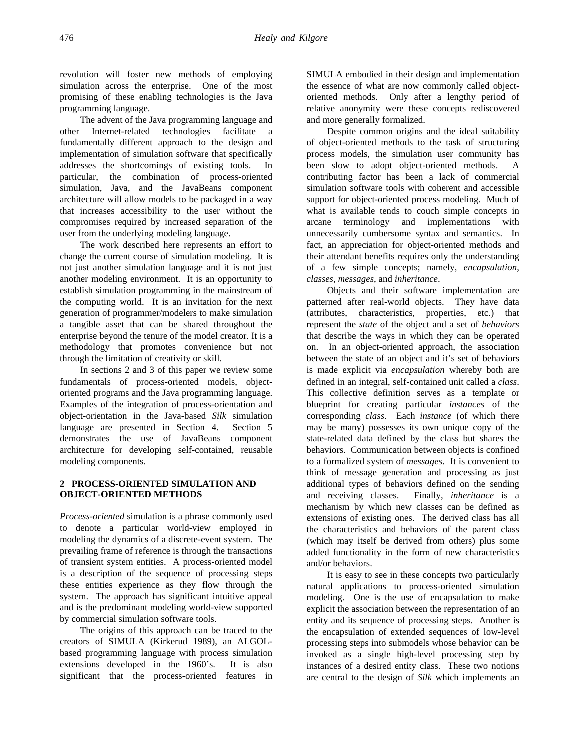revolution will foster new methods of employing simulation across the enterprise. One of the most promising of these enabling technologies is the Java programming language.

The advent of the Java programming language and other Internet-related technologies facilitate a fundamentally different approach to the design and implementation of simulation software that specifically addresses the shortcomings of existing tools. In particular, the combination of process-oriented simulation, Java, and the JavaBeans component architecture will allow models to be packaged in a way that increases accessibility to the user without the compromises required by increased separation of the user from the underlying modeling language.

The work described here represents an effort to change the current course of simulation modeling. It is not just another simulation language and it is not just another modeling environment. It is an opportunity to establish simulation programming in the mainstream of the computing world. It is an invitation for the next generation of programmer/modelers to make simulation a tangible asset that can be shared throughout the enterprise beyond the tenure of the model creator. It is a methodology that promotes convenience but not through the limitation of creativity or skill.

In sections 2 and 3 of this paper we review some fundamentals of process-oriented models, object-oriented programs and the Java programming language. Examples of the integration of process-orientation and object-orientation in the Java-based *Silk* simulation language are presented in Section 4. Section 5 demonstrates the use of JavaBeans component architecture for developing self-contained, reusable modeling components.

## 2 PROCESS-ORIENTED SIMULATION AND OBJECT-ORIENTED METHODS

*Process-oriented* simulation is a phrase commonly used to denote a particular world-view employed in modeling the dynamics of a discrete-event system. The prevailing frame of reference is through the transactions of transient system entities. A process-oriented model is a description of the sequence of processing steps these entities experience as they flow through the system. The approach has significant intuitive appeal and is the predominant modeling world-view supported by commercial simulation software tools.

The origins of this approach can be traced to the creators of SIMULA (Kirkerud 1989), an ALGOL-based programming language with process simulation extensions developed in the 1960's. It is also significant that the process-oriented features in SIMULA embodied in their design and implementation the essence of what are now commonly called object-oriented methods. Only after a lengthy period of relative anonymity were these concepts rediscovered and more generally formalized.

Despite common origins and the ideal suitability of object-oriented methods to the task of structuring process models, the simulation user community has been slow to adopt object-oriented methods. A contributing factor has been a lack of commercial simulation software tools with coherent and accessible support for object-oriented process modeling. Much of what is available tends to couch simple concepts in arcane terminology and implementations with unnecessarily cumbersome syntax and semantics. In fact, an appreciation for object-oriented methods and their attendant benefits requires only the understanding of a few simple concepts; namely, *encapsulation*, *classes*, *messages*, and *inheritance*.

Objects and their software implementation are patterned after real-world objects. They have data (attributes, characteristics, properties, etc.) that represent the *state* of the object and a set of *behaviors* that describe the ways in which they can be operated on. In an object-oriented approach, the association between the state of an object and it's set of behaviors is made explicit via *encapsulation* whereby both are defined in an integral, self-contained unit called a *class*. This collective definition serves as a template or blueprint for creating particular *instances* of the corresponding *class*. Each *instance* (of which there may be many) possesses its own unique copy of the state-related data defined by the class but shares the behaviors. Communication between objects is confined to a formalized system of *messages*. It is convenient to think of message generation and processing as just additional types of behaviors defined on the sending and receiving classes. Finally, *inheritance* is a mechanism by which new classes can be defined as extensions of existing ones. The derived class has all the characteristics and behaviors of the parent class (which may itself be derived from others) plus some added functionality in the form of new characteristics and/or behaviors.

It is easy to see in these concepts two particularly natural applications to process-oriented simulation modeling. One is the use of encapsulation to make explicit the association between the representation of an entity and its sequence of processing steps. Another is the encapsulation of extended sequences of low-level processing steps into submodels whose behavior can be invoked as a single high-level processing step by instances of a desired entity class. These two notions are central to the design of *Silk* which implements an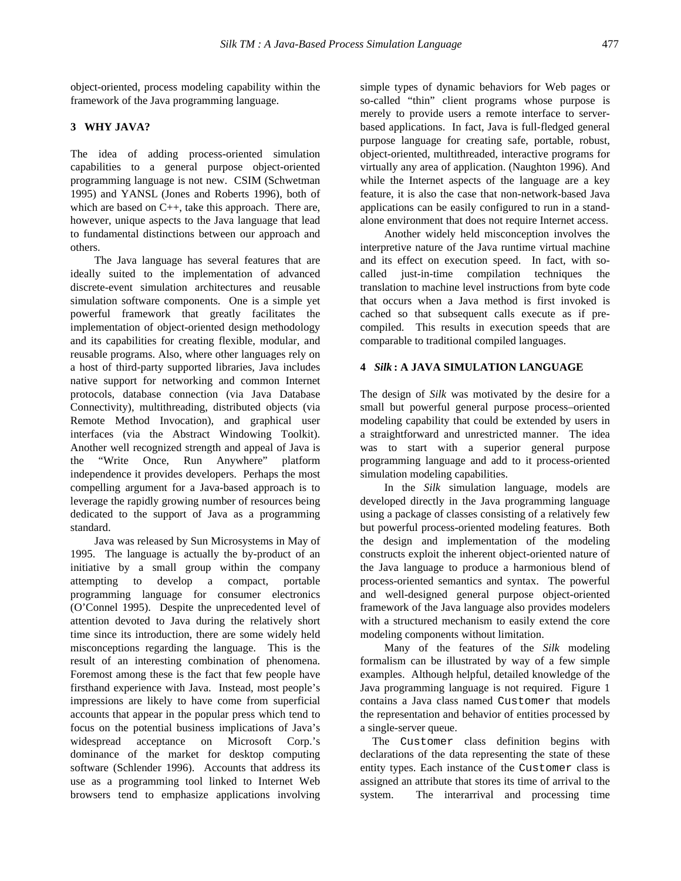object-oriented, process modeling capability within the framework of the Java programming language.

## 3 WHY JAVA?

The idea of adding process-oriented simulation capabilities to a general purpose object-oriented programming language is not new. CSIM (Schwetman 1995) and YANSL (Jones and Roberts 1996), both of which are based on C++, take this approach. There are, however, unique aspects to the Java language that lead to fundamental distinctions between our approach and others.

The Java language has several features that are ideally suited to the implementation of advanced discrete-event simulation architectures and reusable simulation software components. One is a simple yet powerful framework that greatly facilitates the implementation of object-oriented design methodology and its capabilities for creating flexible, modular, and reusable programs. Also, where other languages rely on a host of third-party supported libraries, Java includes native support for networking and common Internet protocols, database connection (via Java Database Connectivity), multithreading, distributed objects (via Remote Method Invocation), and graphical user interfaces (via the Abstract Windowing Toolkit). Another well recognized strength and appeal of Java is the "Write Once, Run Anywhere" platform independence it provides developers. Perhaps the most compelling argument for a Java-based approach is to leverage the rapidly growing number of resources being dedicated to the support of Java as a programming standard.

Java was released by Sun Microsystems in May of 1995. The language is actually the by-product of an initiative by a small group within the company attempting to develop a compact, portable programming language for consumer electronics (O'Connel 1995). Despite the unprecedented level of attention devoted to Java during the relatively short time since its introduction, there are some widely held misconceptions regarding the language. This is the result of an interesting combination of phenomena. Foremost among these is the fact that few people have firsthand experience with Java. Instead, most people's impressions are likely to have come from superficial accounts that appear in the popular press which tend to focus on the potential business implications of Java's widespread acceptance on Microsoft Corp.'s dominance of the market for desktop computing software (Schlender 1996). Accounts that address its use as a programming tool linked to Internet Web browsers tend to emphasize applications involving simple types of dynamic behaviors for Web pages or so-called "thin" client programs whose purpose is merely to provide users a remote interface to server-based applications. In fact, Java is full-fledged general purpose language for creating safe, portable, robust, object-oriented, multithreaded, interactive programs for virtually any area of application. (Naughton 1996). And while the Internet aspects of the language are a key feature, it is also the case that non-network-based Java applications can be easily configured to run in a stand-alone environment that does not require Internet access.

Another widely held misconception involves the interpretive nature of the Java runtime virtual machine and its effect on execution speed. In fact, with so-called just-in-time compilation techniques the translation to machine level instructions from byte code that occurs when a Java method is first invoked is cached so that subsequent calls execute as if pre-compiled. This results in execution speeds that are comparable to traditional compiled languages.

## 4 *Silk*: A JAVA SIMULATION LANGUAGE

The design of *Silk* was motivated by the desire for a small but powerful general purpose process–oriented modeling capability that could be extended by users in a straightforward and unrestricted manner. The idea was to start with a superior general purpose programming language and add to it process-oriented simulation modeling capabilities.

In the *Silk* simulation language, models are developed directly in the Java programming language using a package of classes consisting of a relatively few but powerful process-oriented modeling features. Both the design and implementation of the modeling constructs exploit the inherent object-oriented nature of the Java language to produce a harmonious blend of process-oriented semantics and syntax. The powerful and well-designed general purpose object-oriented framework of the Java language also provides modelers with a structured mechanism to easily extend the core modeling components without limitation.

Many of the features of the *Silk* modeling formalism can be illustrated by way of a few simple examples. Although helpful, detailed knowledge of the Java programming language is not required. Figure 1 contains a Java class named `Customer` that models the representation and behavior of entities processed by a single-server queue.

The `Customer` class definition begins with declarations of the data representing the state of these entity types. Each instance of the `Customer` class is assigned an attribute that stores its time of arrival to the system. The interarrival and processing time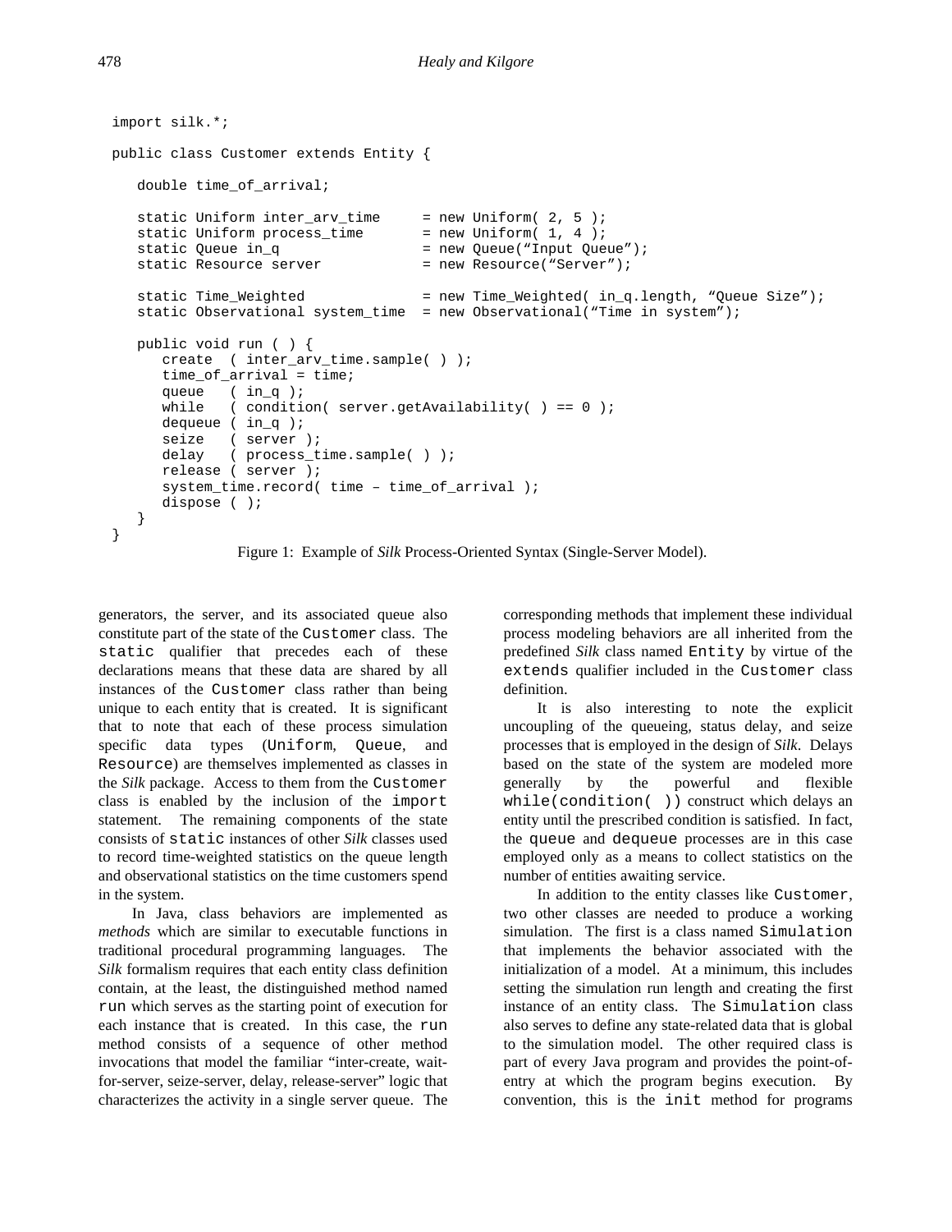```
import silk.*;

public class Customer extends Entity {

   double time_of_arrival;

   static Uniform inter_arv_time     = new Uniform( 2, 5 );
   static Uniform process_time       = new Uniform( 1, 4 );
   static Queue in_q                 = new Queue("Input Queue");
   static Resource server            = new Resource("Server");

   static Time_Weighted              = new Time_Weighted( in_q.length, "Queue Size");
   static Observational system_time  = new Observational("Time in system");

   public void run ( ) {
      create  ( inter_arv_time.sample( ) );
      time_of_arrival = time;
      queue   ( in_q );
      while   ( condition( server.getAvailability( ) == 0 );
      dequeue ( in_q );
      seize   ( server );
      delay   ( process_time.sample( ) );
      release ( server );
      system_time.record( time – time_of_arrival );
      dispose ( );
   }
}
```

Figure 1: Example of *Silk* Process-Oriented Syntax (Single-Server Model).

generators, the server, and its associated queue also constitute part of the state of the `Customer` class. The `static` qualifier that precedes each of these declarations means that these data are shared by all instances of the `Customer` class rather than being unique to each entity that is created. It is significant that to note that each of these process simulation specific data types (`Uniform`, `Queue`, and `Resource`) are themselves implemented as classes in the *Silk* package. Access to them from the `Customer` class is enabled by the inclusion of the `import` statement. The remaining components of the state consists of `static` instances of other *Silk* classes used to record time-weighted statistics on the queue length and observational statistics on the time customers spend in the system.

In Java, class behaviors are implemented as *methods* which are similar to executable functions in traditional procedural programming languages. The *Silk* formalism requires that each entity class definition contain, at the least, the distinguished method named `run` which serves as the starting point of execution for each instance that is created. In this case, the `run` method consists of a sequence of other method invocations that model the familiar "inter-create, wait-for-server, seize-server, delay, release-server" logic that characterizes the activity in a single server queue. The corresponding methods that implement these individual process modeling behaviors are all inherited from the predefined *Silk* class named `Entity` by virtue of the `extends` qualifier included in the `Customer` class definition.

It is also interesting to note the explicit uncoupling of the queueing, status delay, and seize processes that is employed in the design of *Silk*. Delays based on the state of the system are modeled more generally by the powerful and flexible `while(condition( ))` construct which delays an entity until the prescribed condition is satisfied. In fact, the `queue` and `dequeue` processes are in this case employed only as a means to collect statistics on the number of entities awaiting service.

In addition to the entity classes like `Customer`, two other classes are needed to produce a working simulation. The first is a class named `Simulation` that implements the behavior associated with the initialization of a model. At a minimum, this includes setting the simulation run length and creating the first instance of an entity class. The `Simulation` class also serves to define any state-related data that is global to the simulation model. The other required class is part of every Java program and provides the point-of-entry at which the program begins execution. By convention, this is the `init` method for programs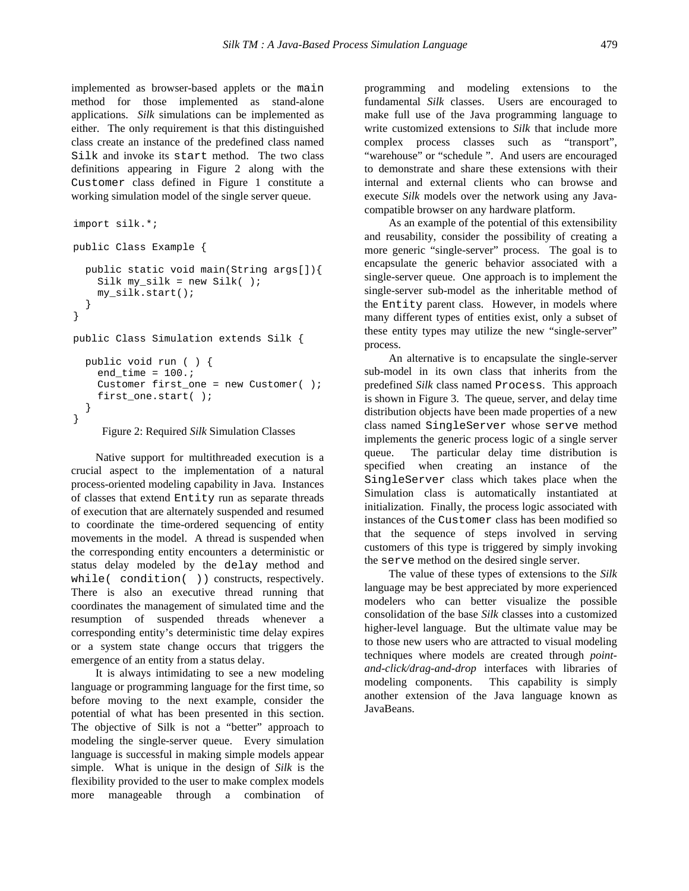implemented as browser-based applets or the `main` method for those implemented as stand-alone applications. *Silk* simulations can be implemented as either. The only requirement is that this distinguished class create an instance of the predefined class named `Silk` and invoke its `start` method. The two class definitions appearing in Figure 2 along with the `Customer` class defined in Figure 1 constitute a working simulation model of the single server queue.

```
import silk.*;

public Class Example {

  public static void main(String args[]){
    Silk my_silk = new Silk( );
    my_silk.start();
  }
}

public Class Simulation extends Silk {

  public void run ( ) {
    end_time = 100.;
    Customer first_one = new Customer( );
    first_one.start( );
  }
}
```

Figure 2: Required *Silk* Simulation Classes

Native support for multithreaded execution is a crucial aspect to the implementation of a natural process-oriented modeling capability in Java. Instances of classes that extend `Entity` run as separate threads of execution that are alternately suspended and resumed to coordinate the time-ordered sequencing of entity movements in the model. A thread is suspended when the corresponding entity encounters a deterministic or status delay modeled by the `delay` method and `while( condition( ))` constructs, respectively. There is also an executive thread running that coordinates the management of simulated time and the resumption of suspended threads whenever a corresponding entity's deterministic time delay expires or a system state change occurs that triggers the emergence of an entity from a status delay.

It is always intimidating to see a new modeling language or programming language for the first time, so before moving to the next example, consider the potential of what has been presented in this section. The objective of Silk is not a "better" approach to modeling the single-server queue. Every simulation language is successful in making simple models appear simple. What is unique in the design of *Silk* is the flexibility provided to the user to make complex models more manageable through a combination of programming and modeling extensions to the fundamental *Silk* classes. Users are encouraged to make full use of the Java programming language to write customized extensions to *Silk* that include more complex process classes such as "transport", "warehouse" or "schedule ". And users are encouraged to demonstrate and share these extensions with their internal and external clients who can browse and execute *Silk* models over the network using any Java-compatible browser on any hardware platform.

As an example of the potential of this extensibility and reusability, consider the possibility of creating a more generic "single-server" process. The goal is to encapsulate the generic behavior associated with a single-server queue. One approach is to implement the single-server sub-model as the inheritable method of the `Entity` parent class. However, in models where many different types of entities exist, only a subset of these entity types may utilize the new "single-server" process.

An alternative is to encapsulate the single-server sub-model in its own class that inherits from the predefined *Silk* class named `Process`. This approach is shown in Figure 3. The queue, server, and delay time distribution objects have been made properties of a new class named `SingleServer` whose `serve` method implements the generic process logic of a single server queue. The particular delay time distribution is specified when creating an instance of the `SingleServer` class which takes place when the Simulation class is automatically instantiated at initialization. Finally, the process logic associated with instances of the `Customer` class has been modified so that the sequence of steps involved in serving customers of this type is triggered by simply invoking the `serve` method on the desired single server.

The value of these types of extensions to the *Silk* language may be best appreciated by more experienced modelers who can better visualize the possible consolidation of the base *Silk* classes into a customized higher-level language. But the ultimate value may be to those new users who are attracted to visual modeling techniques where models are created through *point-and-click/drag-and-drop* interfaces with libraries of modeling components. This capability is simply another extension of the Java language known as JavaBeans.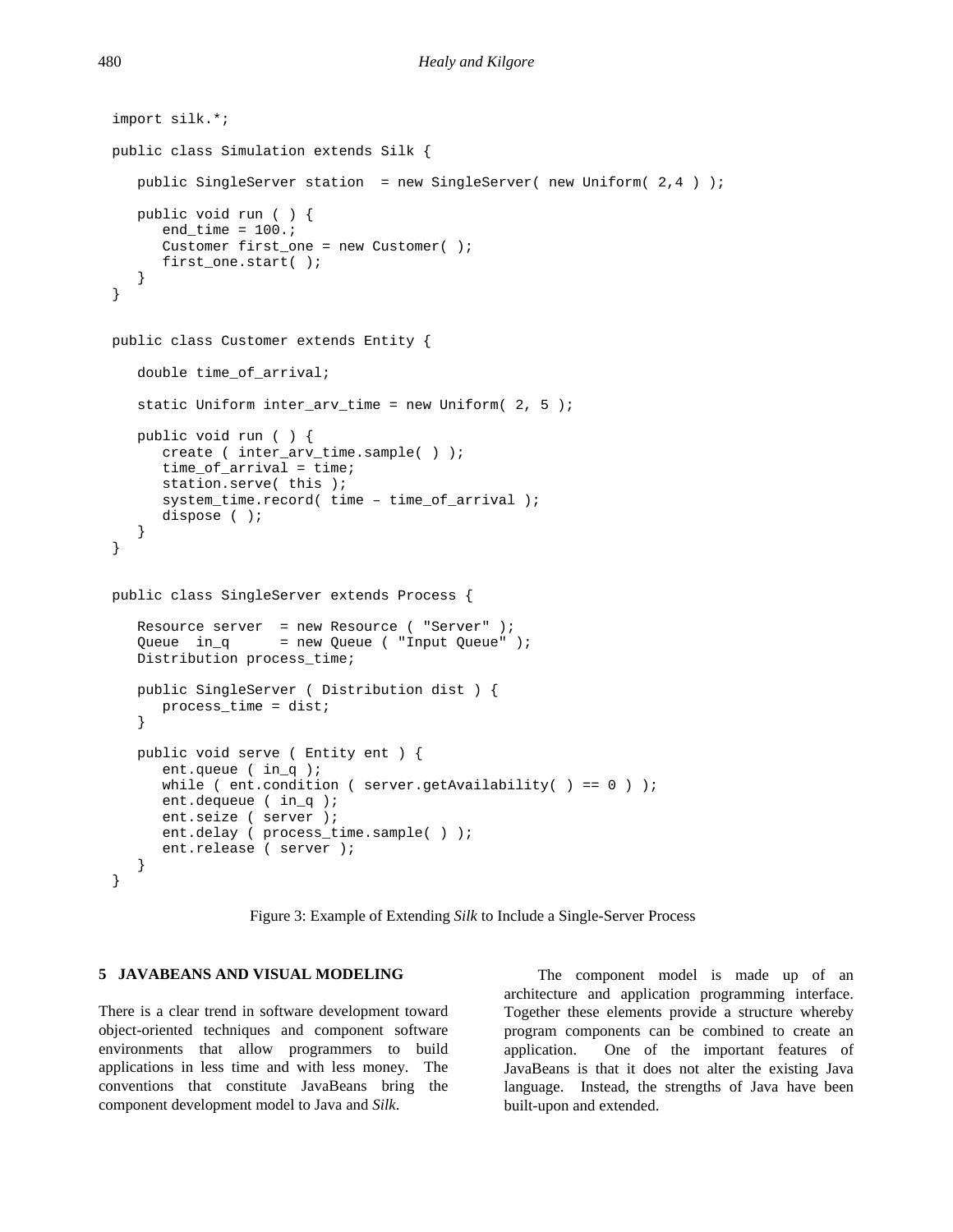```
import silk.*;

public class Simulation extends Silk {

   public SingleServer station  = new SingleServer( new Uniform( 2,4 ) );

   public void run ( ) {
      end_time = 100.;
      Customer first_one = new Customer( );
      first_one.start( );
   }
}


public class Customer extends Entity {

   double time_of_arrival;

   static Uniform inter_arv_time = new Uniform( 2, 5 );

   public void run ( ) {
      create ( inter_arv_time.sample( ) );
      time_of_arrival = time;
      station.serve( this );
      system_time.record( time – time_of_arrival );
      dispose ( );
   }
}


public class SingleServer extends Process {

   Resource server  = new Resource ( "Server" );
   Queue  in_q      = new Queue ( "Input Queue" );
   Distribution process_time;

   public SingleServer ( Distribution dist ) {
      process_time = dist;
   }

   public void serve ( Entity ent ) {
      ent.queue ( in_q );
      while ( ent.condition ( server.getAvailability( ) == 0 ) );
      ent.dequeue ( in_q );
      ent.seize ( server );
      ent.delay ( process_time.sample( ) );
      ent.release ( server );
   }
}
```

Figure 3: Example of Extending *Silk* to Include a Single-Server Process

## 5 JAVABEANS AND VISUAL MODELING

There is a clear trend in software development toward object-oriented techniques and component software environments that allow programmers to build applications in less time and with less money. The conventions that constitute JavaBeans bring the component development model to Java and *Silk*.

The component model is made up of an architecture and application programming interface. Together these elements provide a structure whereby program components can be combined to create an application. One of the important features of JavaBeans is that it does not alter the existing Java language. Instead, the strengths of Java have been built-upon and extended.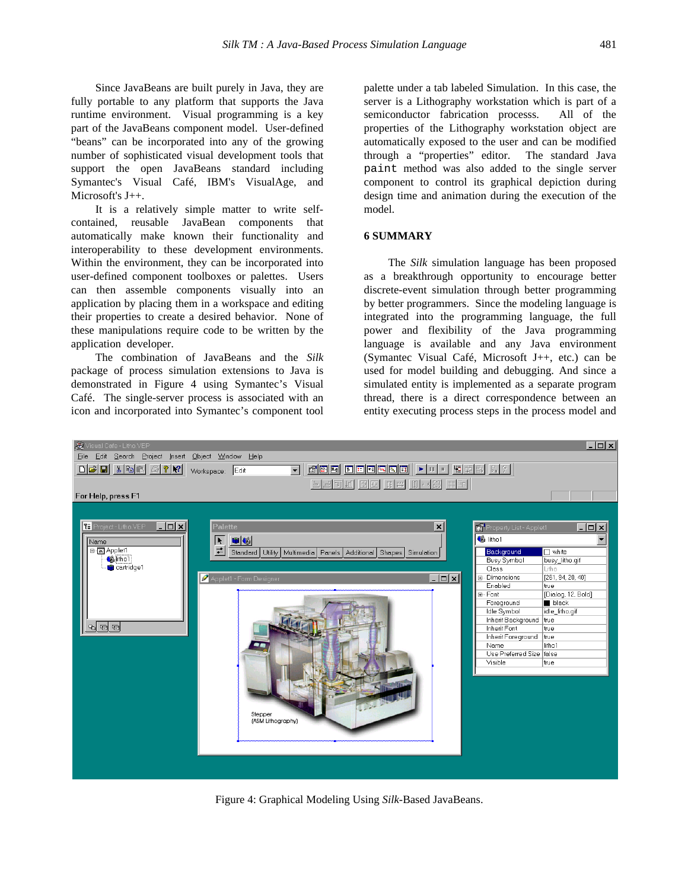Since JavaBeans are built purely in Java, they are fully portable to any platform that supports the Java runtime environment. Visual programming is a key part of the JavaBeans component model. User-defined "beans" can be incorporated into any of the growing number of sophisticated visual development tools that support the open JavaBeans standard including Symantec's Visual Café, IBM's VisualAge, and Microsoft's J++.

It is a relatively simple matter to write self-contained, reusable JavaBean components that automatically make known their functionality and interoperability to these development environments. Within the environment, they can be incorporated into user-defined component toolboxes or palettes. Users can then assemble components visually into an application by placing them in a workspace and editing their properties to create a desired behavior. None of these manipulations require code to be written by the application developer.

The combination of JavaBeans and the *Silk* package of process simulation extensions to Java is demonstrated in Figure 4 using Symantec's Visual Café. The single-server process is associated with an icon and incorporated into Symantec's component tool palette under a tab labeled Simulation. In this case, the server is a Lithography workstation which is part of a semiconductor fabrication processs. All of the properties of the Lithography workstation object are automatically exposed to the user and can be modified through a "properties" editor. The standard Java `paint` method was also added to the single server component to control its graphical depiction during design time and animation during the execution of the model.

## 6 SUMMARY

The *Silk* simulation language has been proposed as a breakthrough opportunity to encourage better discrete-event simulation through better programming by better programmers. Since the modeling language is integrated into the programming language, the full power and flexibility of the Java programming language is available and any Java environment (Symantec Visual Café, Microsoft J++, etc.) can be used for model building and debugging. And since a simulated entity is implemented as a separate program thread, there is a direct correspondence between an entity executing process steps in the process model and

Figure 4: Graphical Modeling Using *Silk*-Based JavaBeans.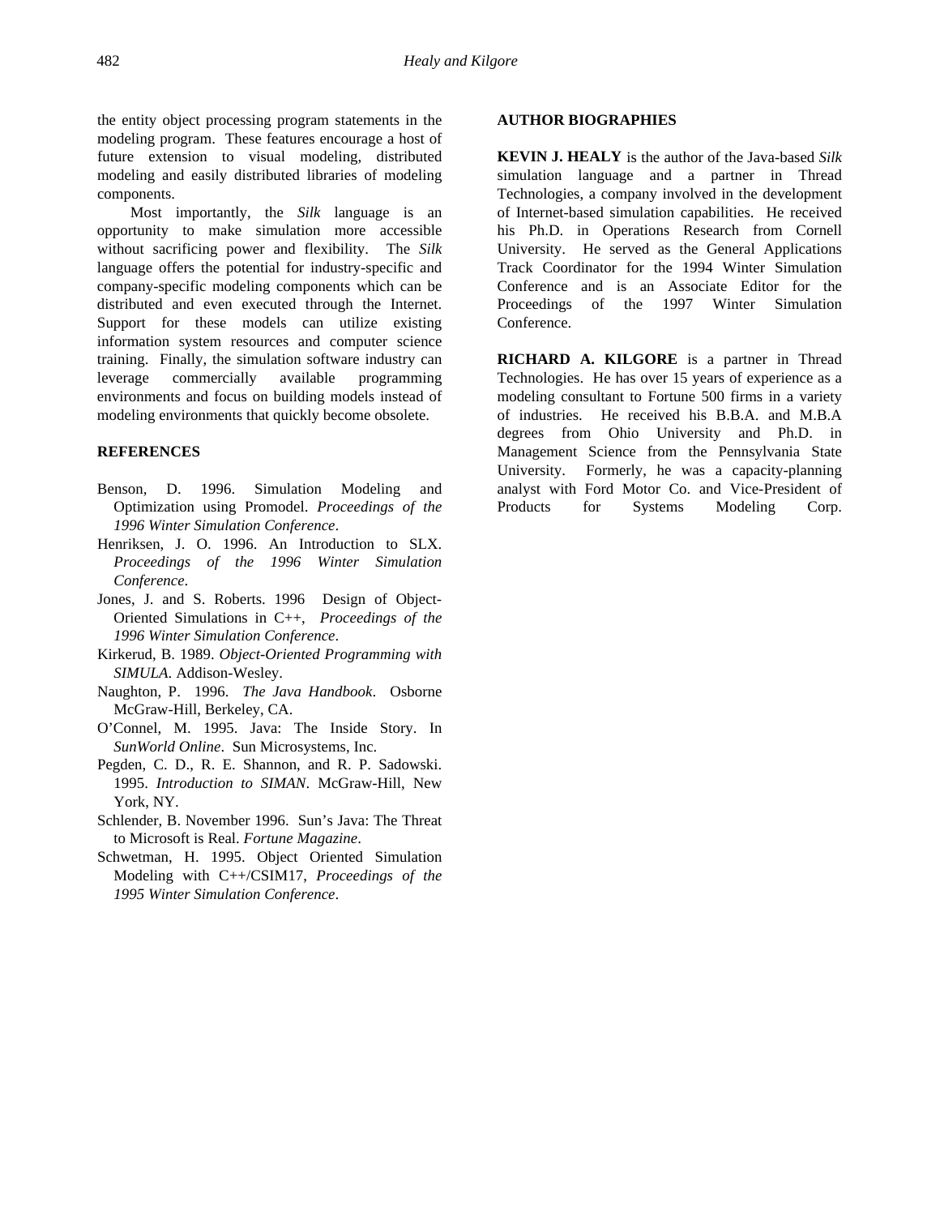the entity object processing program statements in the modeling program. These features encourage a host of future extension to visual modeling, distributed modeling and easily distributed libraries of modeling components.

Most importantly, the *Silk* language is an opportunity to make simulation more accessible without sacrificing power and flexibility. The *Silk* language offers the potential for industry-specific and company-specific modeling components which can be distributed and even executed through the Internet. Support for these models can utilize existing information system resources and computer science training. Finally, the simulation software industry can leverage commercially available programming environments and focus on building models instead of modeling environments that quickly become obsolete.

## REFERENCES

Benson, D. 1996. Simulation Modeling and Optimization using Promodel. *Proceedings of the 1996 Winter Simulation Conference*.

Henriksen, J. O. 1996. An Introduction to SLX. *Proceedings of the 1996 Winter Simulation Conference*.

Jones, J. and S. Roberts. 1996 Design of Object-Oriented Simulations in C++, *Proceedings of the 1996 Winter Simulation Conference*.

Kirkerud, B. 1989. *Object-Oriented Programming with SIMULA*. Addison-Wesley.

Naughton, P. 1996. *The Java Handbook*. Osborne McGraw-Hill, Berkeley, CA.

O'Connel, M. 1995. Java: The Inside Story. In *SunWorld Online*. Sun Microsystems, Inc.

Pegden, C. D., R. E. Shannon, and R. P. Sadowski. 1995. *Introduction to SIMAN*. McGraw-Hill, New York, NY.

Schlender, B. November 1996. Sun's Java: The Threat to Microsoft is Real. *Fortune Magazine*.

Schwetman, H. 1995. Object Oriented Simulation Modeling with C++/CSIM17, *Proceedings of the 1995 Winter Simulation Conference*.

## AUTHOR BIOGRAPHIES

**KEVIN J. HEALY** is the author of the Java-based *Silk* simulation language and a partner in Thread Technologies, a company involved in the development of Internet-based simulation capabilities. He received his Ph.D. in Operations Research from Cornell University. He served as the General Applications Track Coordinator for the 1994 Winter Simulation Conference and is an Associate Editor for the Proceedings of the 1997 Winter Simulation Conference.

**RICHARD A. KILGORE** is a partner in Thread Technologies. He has over 15 years of experience as a modeling consultant to Fortune 500 firms in a variety of industries. He received his B.B.A. and M.B.A degrees from Ohio University and Ph.D. in Management Science from the Pennsylvania State University. Formerly, he was a capacity-planning analyst with Ford Motor Co. and Vice-President of Products for Systems Modeling Corp.